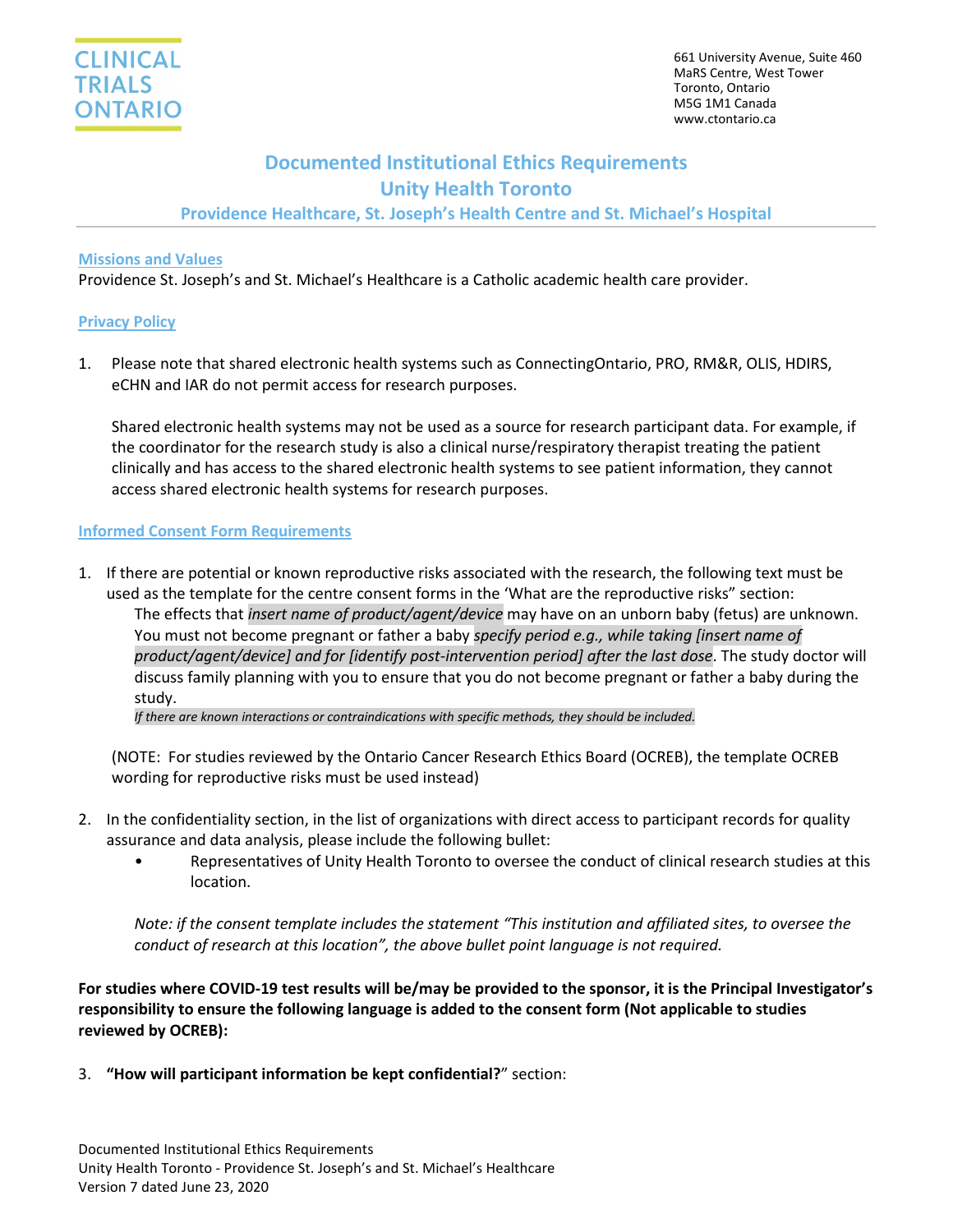CLINICAL TRIALS ONTARIO

661 University Avenue, Suite 460
MaRS Centre, West Tower
Toronto, Ontario
M5G 1M1 Canada
www.ctontario.ca

# Documented Institutional Ethics Requirements
# Unity Health Toronto
## Providence Healthcare, St. Joseph's Health Centre and St. Michael's Hospital

### Missions and Values

Providence St. Joseph's and St. Michael's Healthcare is a Catholic academic health care provider.

### Privacy Policy

1. Please note that shared electronic health systems such as ConnectingOntario, PRO, RM&R, OLIS, HDIRS, eCHN and IAR do not permit access for research purposes.

   Shared electronic health systems may not be used as a source for research participant data. For example, if the coordinator for the research study is also a clinical nurse/respiratory therapist treating the patient clinically and has access to the shared electronic health systems to see patient information, they cannot access shared electronic health systems for research purposes.

### Informed Consent Form Requirements

1. If there are potential or known reproductive risks associated with the research, the following text must be used as the template for the centre consent forms in the 'What are the reproductive risks" section:

   The effects that *insert name of product/agent/device* may have on an unborn baby (fetus) are unknown. You must not become pregnant or father a baby *specify period e.g., while taking [insert name of product/agent/device] and for [identify post-intervention period] after the last dose*. The study doctor will discuss family planning with you to ensure that you do not become pregnant or father a baby during the study.

   *If there are known interactions or contraindications with specific methods, they should be included.*

   (NOTE: For studies reviewed by the Ontario Cancer Research Ethics Board (OCREB), the template OCREB wording for reproductive risks must be used instead)

2. In the confidentiality section, in the list of organizations with direct access to participant records for quality assurance and data analysis, please include the following bullet:
   - Representatives of Unity Health Toronto to oversee the conduct of clinical research studies at this location.

   *Note: if the consent template includes the statement "This institution and affiliated sites, to oversee the conduct of research at this location", the above bullet point language is not required.*

**For studies where COVID-19 test results will be/may be provided to the sponsor, it is the Principal Investigator's responsibility to ensure the following language is added to the consent form (Not applicable to studies reviewed by OCREB):**

3. **"How will participant information be kept confidential?**" section: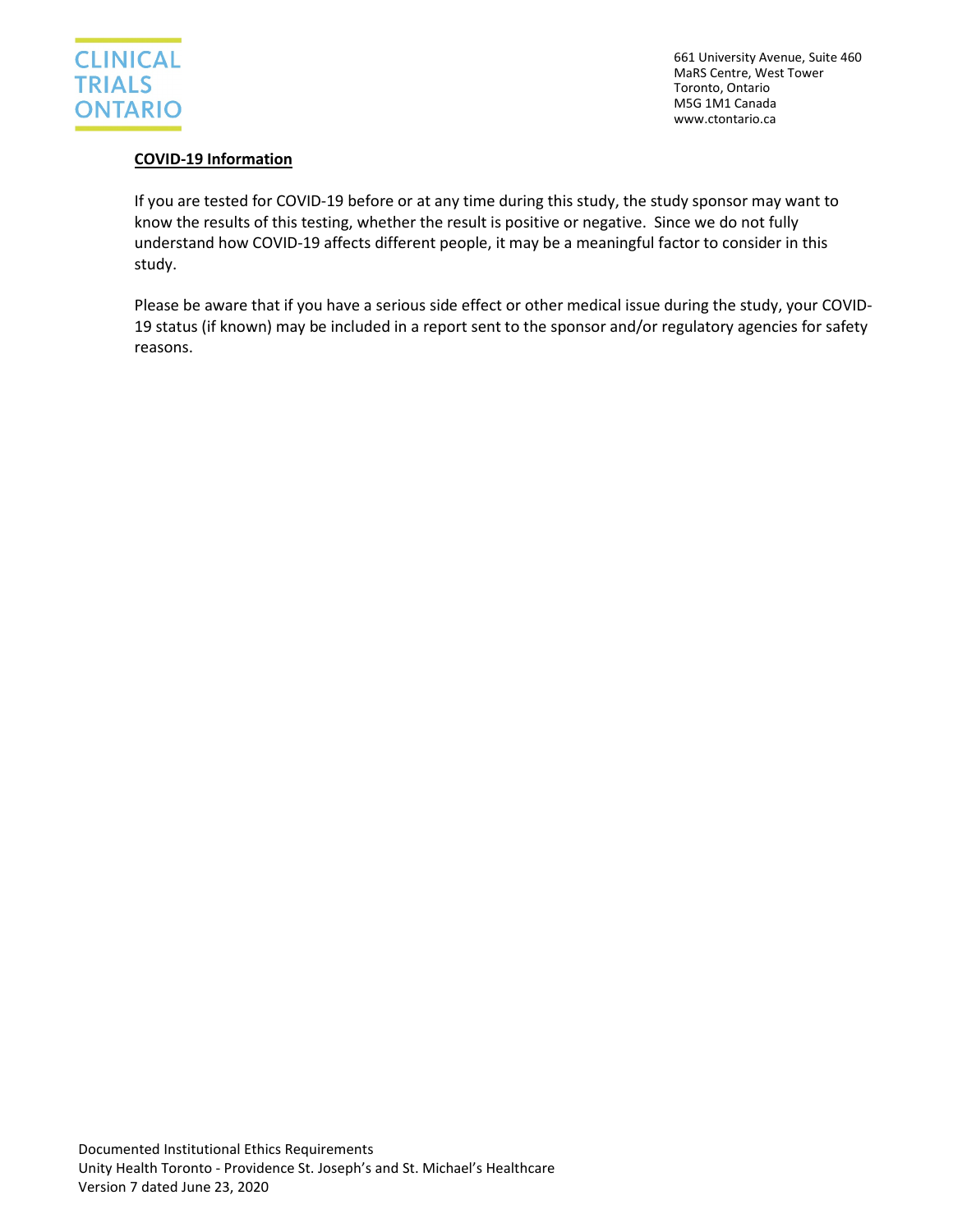## COVID-19 Information

If you are tested for COVID-19 before or at any time during this study, the study sponsor may want to know the results of this testing, whether the result is positive or negative. Since we do not fully understand how COVID-19 affects different people, it may be a meaningful factor to consider in this study.

Please be aware that if you have a serious side effect or other medical issue during the study, your COVID-19 status (if known) may be included in a report sent to the sponsor and/or regulatory agencies for safety reasons.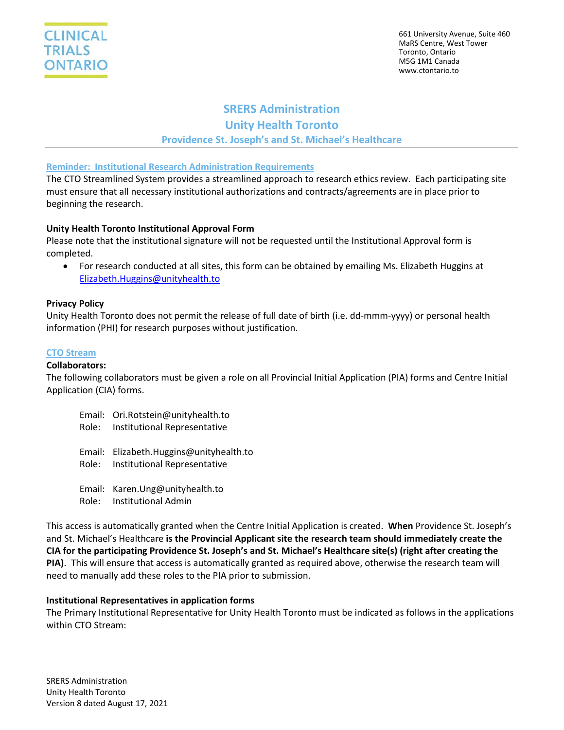# SRERS Administration

## Unity Health Toronto

### Providence St. Joseph's and St. Michael's Healthcare

---

**Reminder: Institutional Research Administration Requirements**

The CTO Streamlined System provides a streamlined approach to research ethics review. Each participating site must ensure that all necessary institutional authorizations and contracts/agreements are in place prior to beginning the research.

**Unity Health Toronto Institutional Approval Form**

Please note that the institutional signature will not be requested until the Institutional Approval form is completed.

- For research conducted at all sites, this form can be obtained by emailing Ms. Elizabeth Huggins at Elizabeth.Huggins@unityhealth.to

**Privacy Policy**

Unity Health Toronto does not permit the release of full date of birth (i.e. dd-mmm-yyyy) or personal health information (PHI) for research purposes without justification.

**CTO Stream**

**Collaborators:**

The following collaborators must be given a role on all Provincial Initial Application (PIA) forms and Centre Initial Application (CIA) forms.

Email: Ori.Rotstein@unityhealth.to
Role: Institutional Representative

Email: Elizabeth.Huggins@unityhealth.to
Role: Institutional Representative

Email: Karen.Ung@unityhealth.to
Role: Institutional Admin

This access is automatically granted when the Centre Initial Application is created. **When** Providence St. Joseph's and St. Michael's Healthcare **is the Provincial Applicant site the research team should immediately create the CIA for the participating Providence St. Joseph's and St. Michael's Healthcare site(s) (right after creating the PIA)**. This will ensure that access is automatically granted as required above, otherwise the research team will need to manually add these roles to the PIA prior to submission.

**Institutional Representatives in application forms**

The Primary Institutional Representative for Unity Health Toronto must be indicated as follows in the applications within CTO Stream: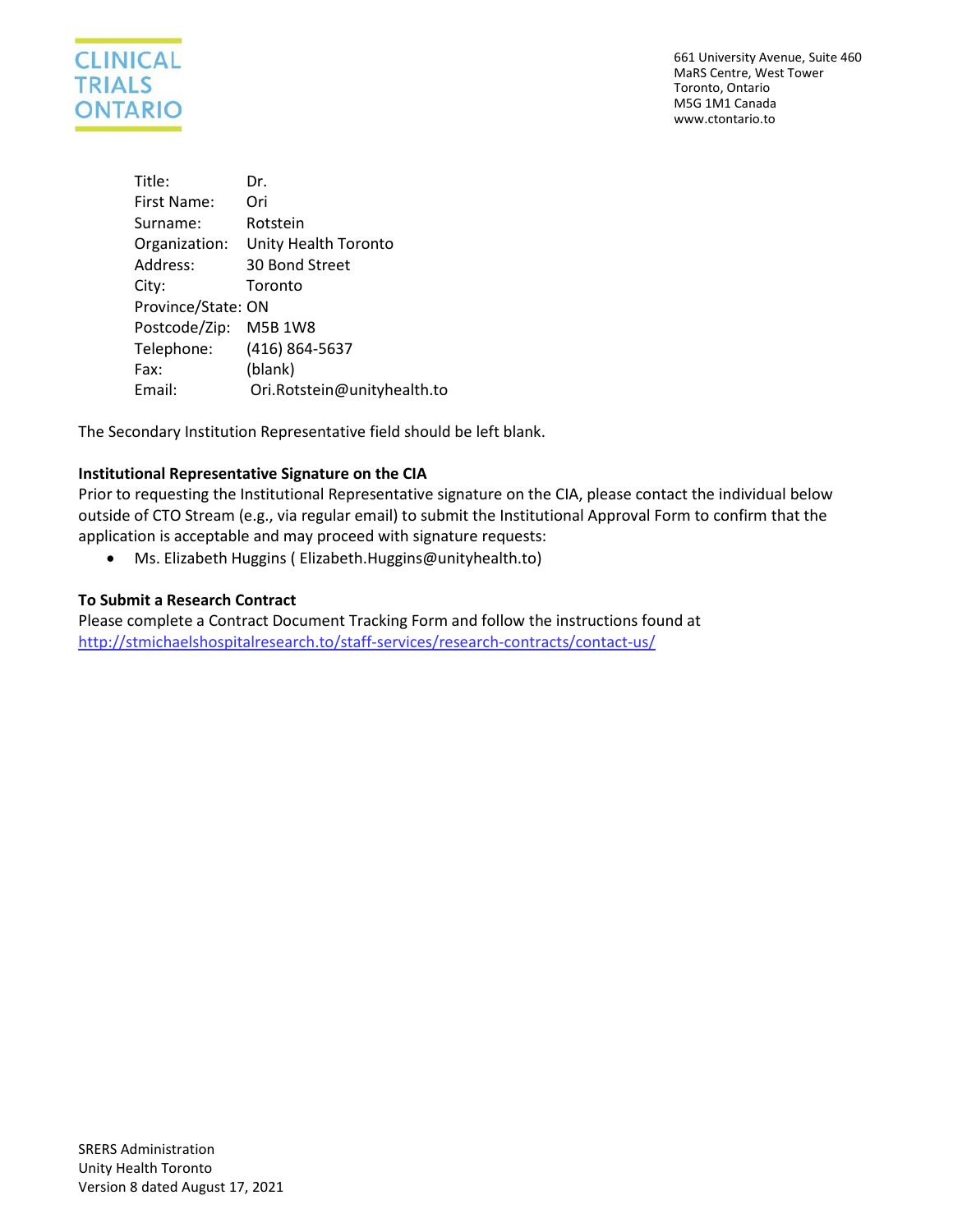| | |
|---|---|
| Title: | Dr. |
| First Name: | Ori |
| Surname: | Rotstein |
| Organization: | Unity Health Toronto |
| Address: | 30 Bond Street |
| City: | Toronto |
| Province/State: | ON |
| Postcode/Zip: | M5B 1W8 |
| Telephone: | (416) 864-5637 |
| Fax: | (blank) |
| Email: | Ori.Rotstein@unityhealth.to |

The Secondary Institution Representative field should be left blank.

**Institutional Representative Signature on the CIA**

Prior to requesting the Institutional Representative signature on the CIA, please contact the individual below outside of CTO Stream (e.g., via regular email) to submit the Institutional Approval Form to confirm that the application is acceptable and may proceed with signature requests:

- Ms. Elizabeth Huggins ( Elizabeth.Huggins@unityhealth.to)

**To Submit a Research Contract**

Please complete a Contract Document Tracking Form and follow the instructions found at http://stmichaelshospitalresearch.to/staff-services/research-contracts/contact-us/